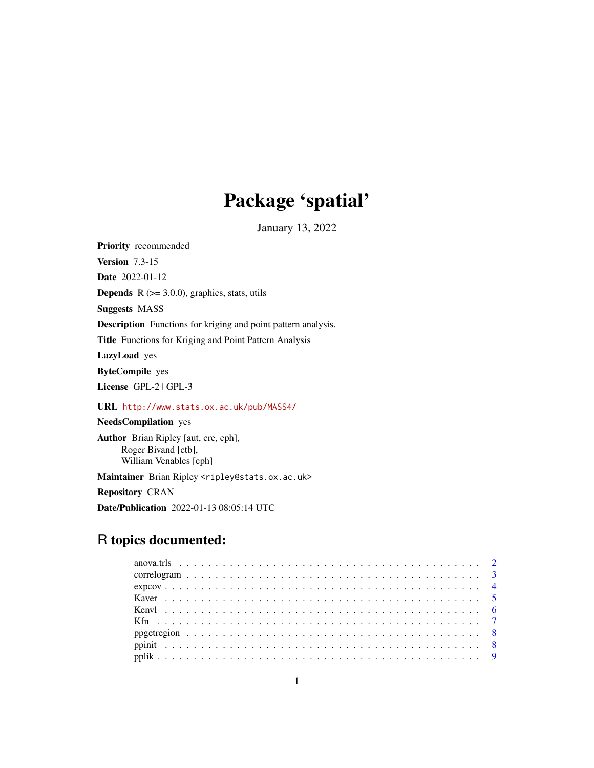# Package 'spatial'

January 13, 2022

**Priority** recommended

**Version** 7.3-15

**Date** 2022-01-12

**Depends** R (>= 3.0.0), graphics, stats, utils

**Suggests** MASS

**Description** Functions for kriging and point pattern analysis.

**Title** Functions for Kriging and Point Pattern Analysis

**LazyLoad** yes

**ByteCompile** yes

**License** GPL-2 | GPL-3

**URL** http://www.stats.ox.ac.uk/pub/MASS4/

**NeedsCompilation** yes

**Author** Brian Ripley [aut, cre, cph],
Roger Bivand [ctb],
William Venables [cph]

**Maintainer** Brian Ripley <ripley@stats.ox.ac.uk>

**Repository** CRAN

**Date/Publication** 2022-01-13 08:05:14 UTC

## R topics documented:

| | |
|---|---|
| anova.trls | 2 |
| correlogram | 3 |
| expcov | 4 |
| Kaver | 5 |
| Kenvl | 6 |
| Kfn | 7 |
| ppgetregion | 8 |
| ppinit | 8 |
| pplik | 9 |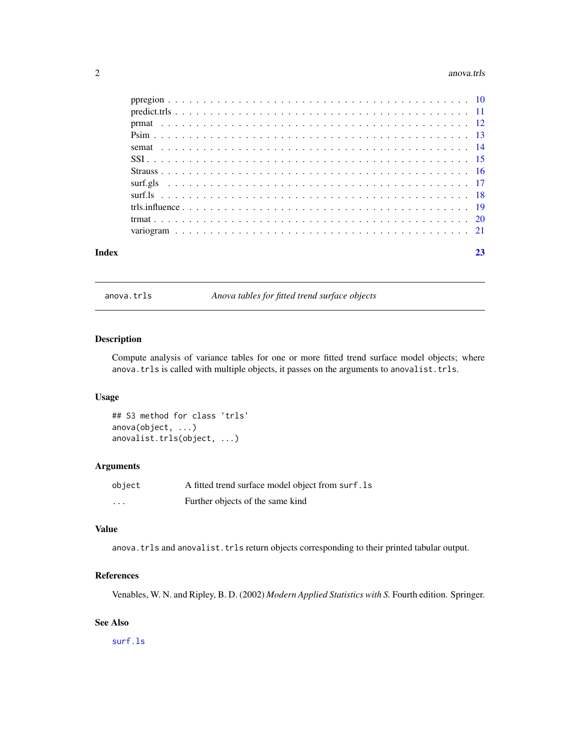| | |
|---|---|
| ppregion | 10 |
| predict.trls | 11 |
| prmat | 12 |
| Psim | 13 |
| semat | 14 |
| SSI | 15 |
| Strauss | 16 |
| surf.gls | 17 |
| surf.ls | 18 |
| trls.influence | 19 |
| trmat | 20 |
| variogram | 21 |

**Index** **23**

---

`anova.trls` *Anova tables for fitted trend surface objects*

---

## Description

Compute analysis of variance tables for one or more fitted trend surface model objects; where `anova.trls` is called with multiple objects, it passes on the arguments to `anovalist.trls`.

## Usage

```
## S3 method for class 'trls'
anova(object, ...)
anovalist.trls(object, ...)
```

## Arguments

| | |
|---|---|
| `object` | A fitted trend surface model object from `surf.ls` |
| `...` | Further objects of the same kind |

## Value

`anova.trls` and `anovalist.trls` return objects corresponding to their printed tabular output.

## References

Venables, W. N. and Ripley, B. D. (2002) *Modern Applied Statistics with S.* Fourth edition. Springer.

## See Also

`surf.ls`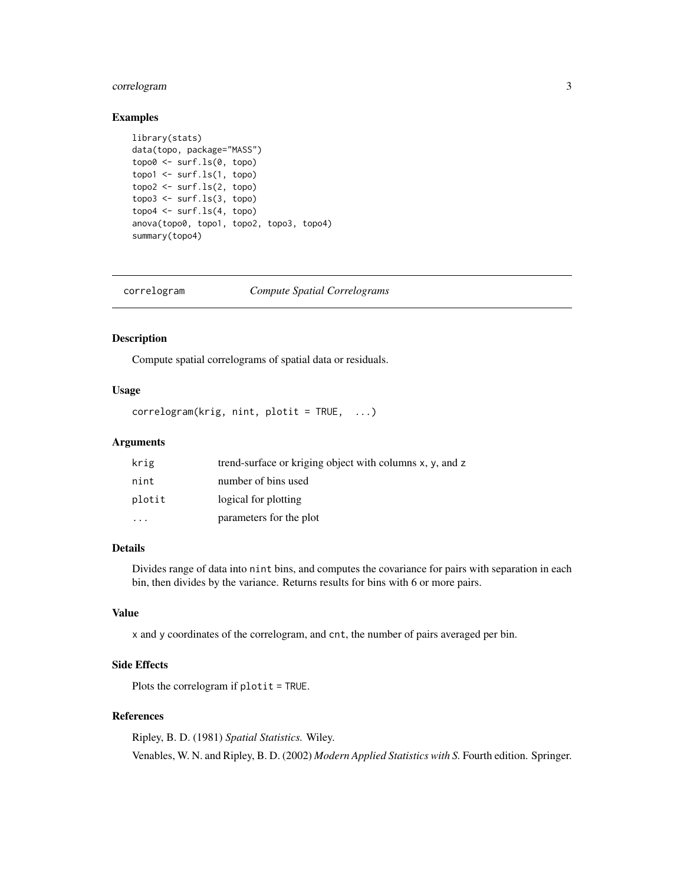## Examples

```
library(stats)
data(topo, package="MASS")
topo0 <- surf.ls(0, topo)
topo1 <- surf.ls(1, topo)
topo2 <- surf.ls(2, topo)
topo3 <- surf.ls(3, topo)
topo4 <- surf.ls(4, topo)
anova(topo0, topo1, topo2, topo3, topo4)
summary(topo4)
```

---

# correlogram — *Compute Spatial Correlograms*

---

## Description

Compute spatial correlograms of spatial data or residuals.

## Usage

```
correlogram(krig, nint, plotit = TRUE,  ...)
```

## Arguments

| | |
|---|---|
| `krig` | trend-surface or kriging object with columns `x`, `y`, and `z` |
| `nint` | number of bins used |
| `plotit` | logical for plotting |
| `...` | parameters for the plot |

## Details

Divides range of data into `nint` bins, and computes the covariance for pairs with separation in each bin, then divides by the variance. Returns results for bins with 6 or more pairs.

## Value

`x` and `y` coordinates of the correlogram, and `cnt`, the number of pairs averaged per bin.

## Side Effects

Plots the correlogram if `plotit = TRUE`.

## References

Ripley, B. D. (1981) *Spatial Statistics.* Wiley.

Venables, W. N. and Ripley, B. D. (2002) *Modern Applied Statistics with S.* Fourth edition. Springer.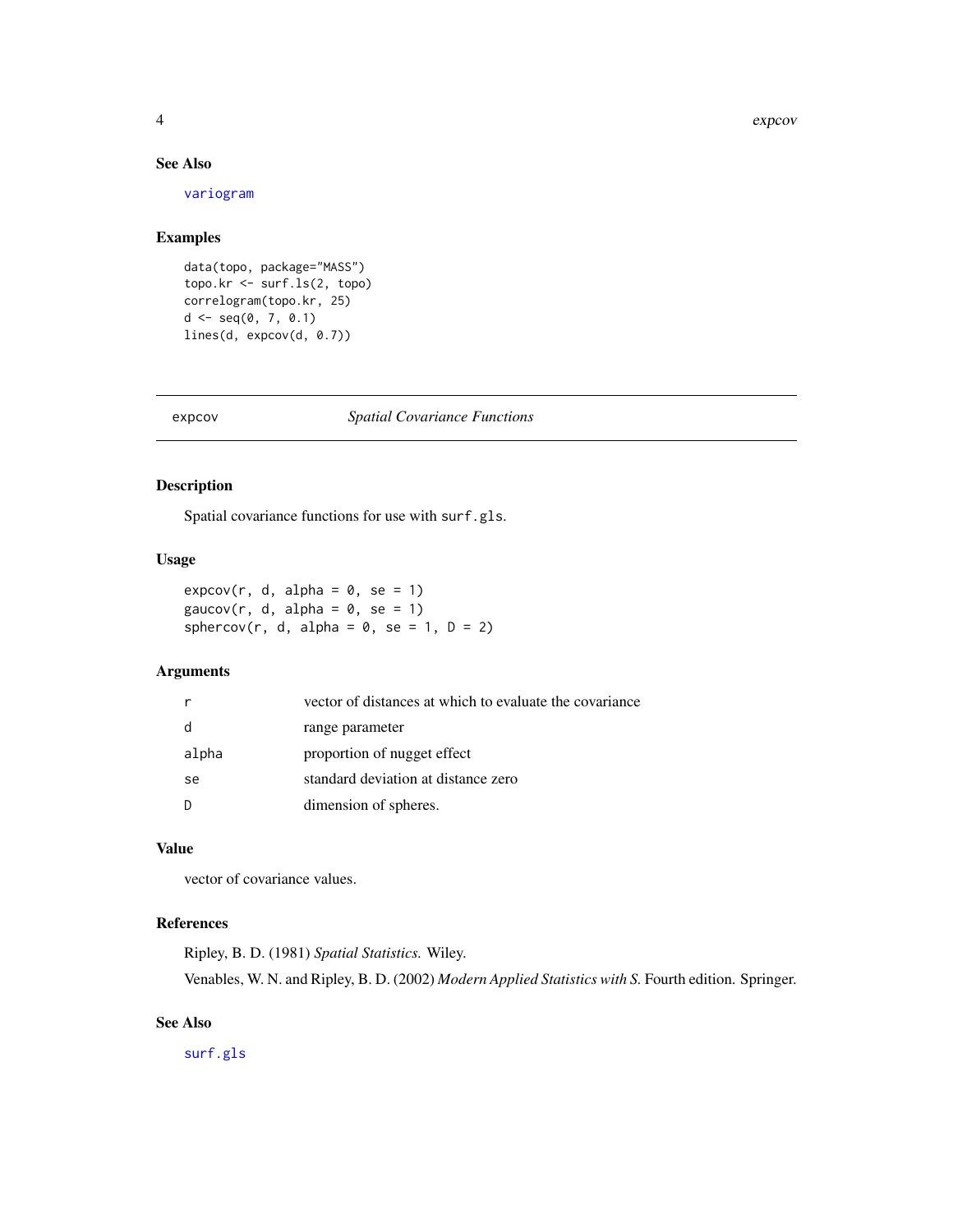## See Also

variogram

## Examples

```
data(topo, package="MASS")
topo.kr <- surf.ls(2, topo)
correlogram(topo.kr, 25)
d <- seq(0, 7, 0.1)
lines(d, expcov(d, 0.7))
```

---

# expcov *Spatial Covariance Functions*

---

## Description

Spatial covariance functions for use with `surf.gls`.

## Usage

```
expcov(r, d, alpha = 0, se = 1)
gaucov(r, d, alpha = 0, se = 1)
sphercov(r, d, alpha = 0, se = 1, D = 2)
```

## Arguments

| | |
|---|---|
| `r` | vector of distances at which to evaluate the covariance |
| `d` | range parameter |
| `alpha` | proportion of nugget effect |
| `se` | standard deviation at distance zero |
| `D` | dimension of spheres. |

## Value

vector of covariance values.

## References

Ripley, B. D. (1981) *Spatial Statistics.* Wiley.

Venables, W. N. and Ripley, B. D. (2002) *Modern Applied Statistics with S.* Fourth edition. Springer.

## See Also

surf.gls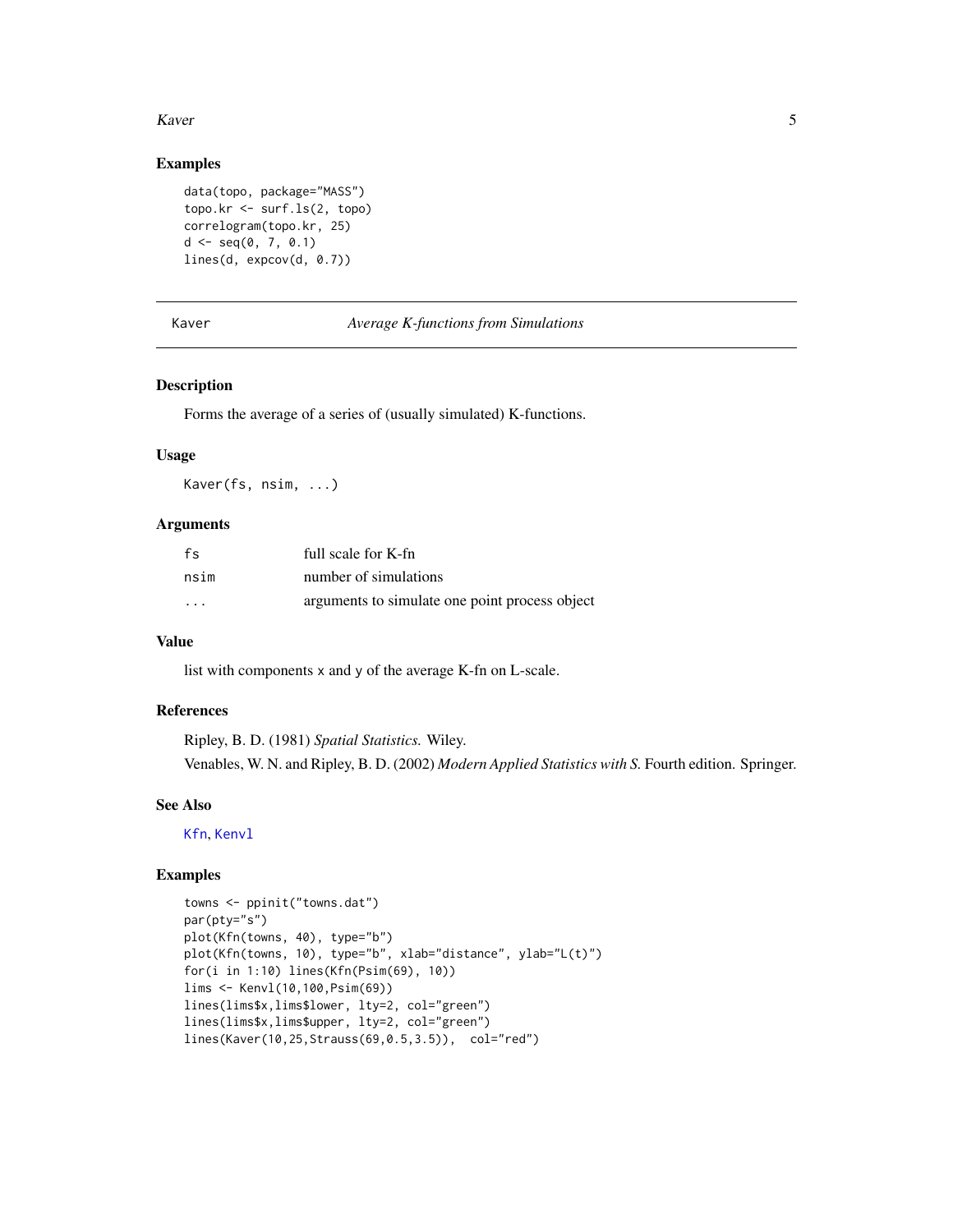### Examples

```
data(topo, package="MASS")
topo.kr <- surf.ls(2, topo)
correlogram(topo.kr, 25)
d <- seq(0, 7, 0.1)
lines(d, expcov(d, 0.7))
```

---

## Kaver — *Average K-functions from Simulations*

---

### Description

Forms the average of a series of (usually simulated) K-functions.

### Usage

```
Kaver(fs, nsim, ...)
```

### Arguments

| | |
|---|---|
| `fs` | full scale for K-fn |
| `nsim` | number of simulations |
| `...` | arguments to simulate one point process object |

### Value

list with components `x` and `y` of the average K-fn on L-scale.

### References

Ripley, B. D. (1981) *Spatial Statistics.* Wiley.

Venables, W. N. and Ripley, B. D. (2002) *Modern Applied Statistics with S.* Fourth edition. Springer.

### See Also

`Kfn`, `Kenvl`

### Examples

```
towns <- ppinit("towns.dat")
par(pty="s")
plot(Kfn(towns, 40), type="b")
plot(Kfn(towns, 10), type="b", xlab="distance", ylab="L(t)")
for(i in 1:10) lines(Kfn(Psim(69), 10))
lims <- Kenvl(10,100,Psim(69))
lines(lims$x,lims$lower, lty=2, col="green")
lines(lims$x,lims$upper, lty=2, col="green")
lines(Kaver(10,25,Strauss(69,0.5,3.5)),  col="red")
```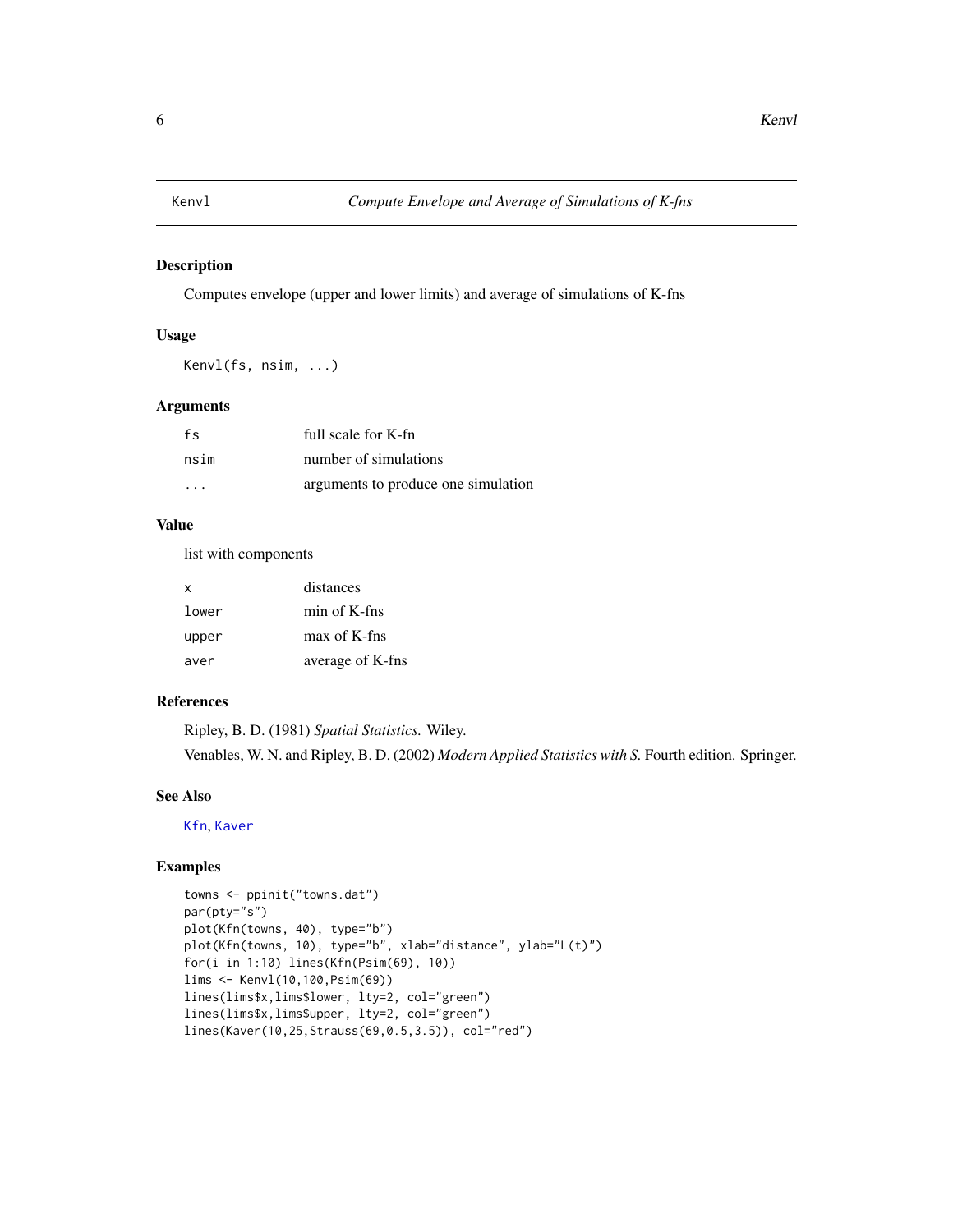## Kenvl — *Compute Envelope and Average of Simulations of K-fns*

### Description

Computes envelope (upper and lower limits) and average of simulations of K-fns

### Usage

```
Kenvl(fs, nsim, ...)
```

### Arguments

| | |
|---|---|
| fs | full scale for K-fn |
| nsim | number of simulations |
| ... | arguments to produce one simulation |

### Value

list with components

| | |
|---|---|
| x | distances |
| lower | min of K-fns |
| upper | max of K-fns |
| aver | average of K-fns |

### References

Ripley, B. D. (1981) *Spatial Statistics.* Wiley.

Venables, W. N. and Ripley, B. D. (2002) *Modern Applied Statistics with S.* Fourth edition. Springer.

### See Also

Kfn, Kaver

### Examples

```
towns <- ppinit("towns.dat")
par(pty="s")
plot(Kfn(towns, 40), type="b")
plot(Kfn(towns, 10), type="b", xlab="distance", ylab="L(t)")
for(i in 1:10) lines(Kfn(Psim(69), 10))
lims <- Kenvl(10,100,Psim(69))
lines(lims$x,lims$lower, lty=2, col="green")
lines(lims$x,lims$upper, lty=2, col="green")
lines(Kaver(10,25,Strauss(69,0.5,3.5)), col="red")
```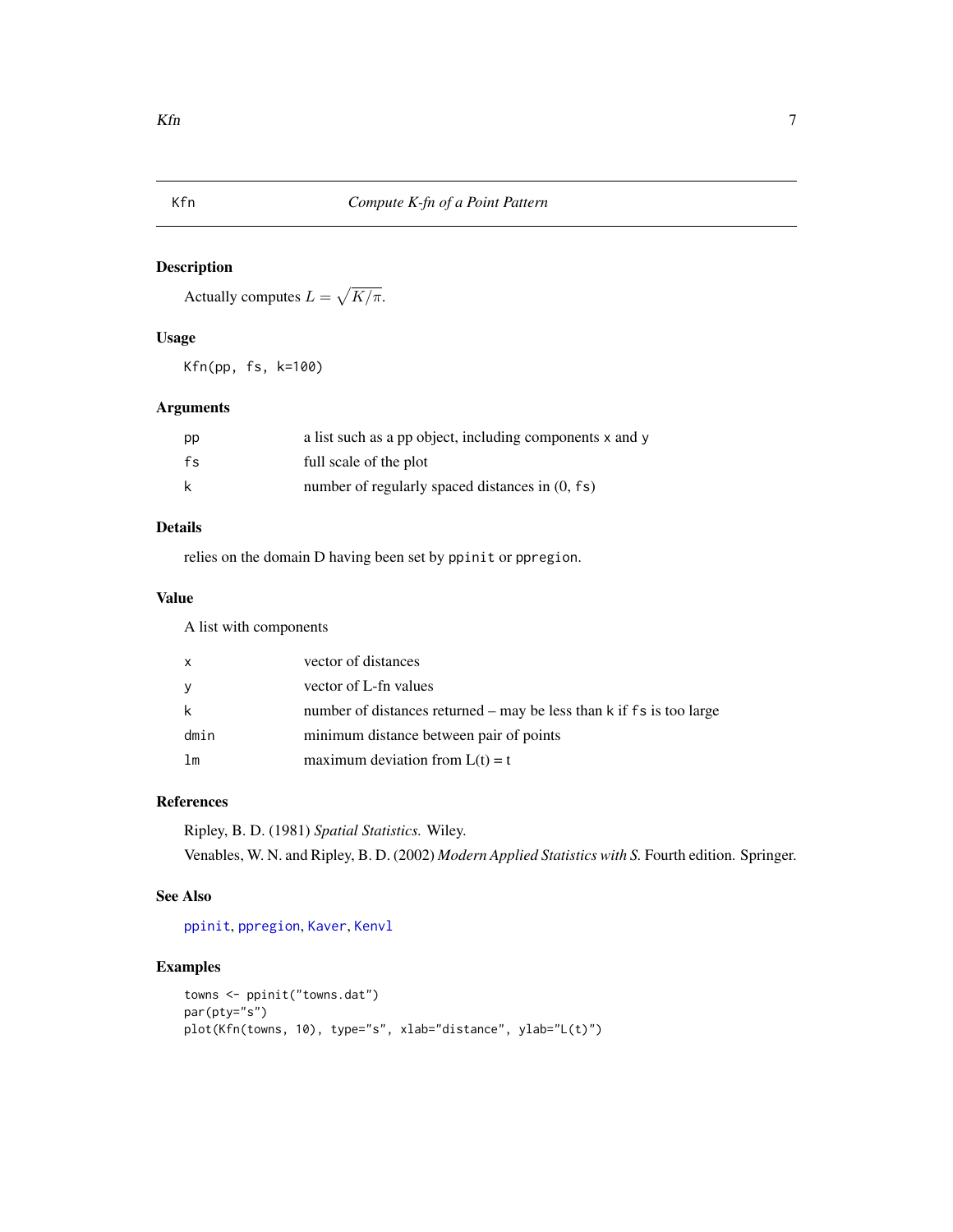## Kfn — *Compute K-fn of a Point Pattern*

### Description

Actually computes $L = \sqrt{K/\pi}$.

### Usage

```
Kfn(pp, fs, k=100)
```

### Arguments

| | |
|---|---|
| `pp` | a list such as a pp object, including components `x` and `y` |
| `fs` | full scale of the plot |
| `k` | number of regularly spaced distances in (0, `fs`) |

### Details

relies on the domain D having been set by `ppinit` or `ppregion`.

### Value

A list with components

| | |
|---|---|
| `x` | vector of distances |
| `y` | vector of L-fn values |
| `k` | number of distances returned – may be less than `k` if `fs` is too large |
| `dmin` | minimum distance between pair of points |
| `lm` | maximum deviation from L(t) = t |

### References

Ripley, B. D. (1981) *Spatial Statistics.* Wiley.

Venables, W. N. and Ripley, B. D. (2002) *Modern Applied Statistics with S.* Fourth edition. Springer.

### See Also

`ppinit`, `ppregion`, `Kaver`, `Kenvl`

### Examples

```
towns <- ppinit("towns.dat")
par(pty="s")
plot(Kfn(towns, 10), type="s", xlab="distance", ylab="L(t)")
```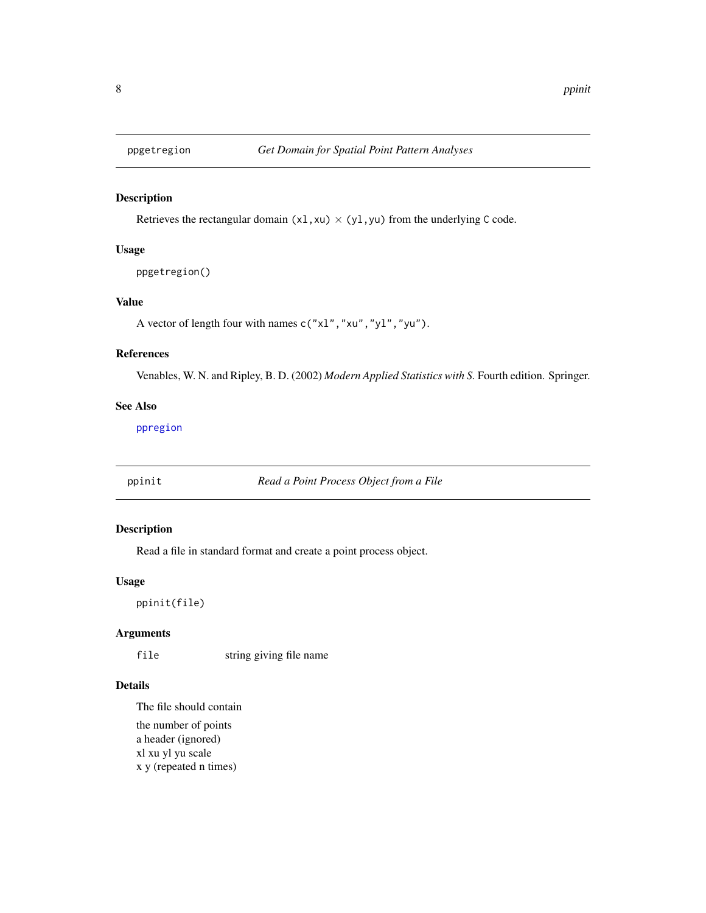## ppgetregion — *Get Domain for Spatial Point Pattern Analyses*

### Description

Retrieves the rectangular domain `(xl,xu)` $\times$ `(yl,yu)` from the underlying `C` code.

### Usage

```
ppgetregion()
```

### Value

A vector of length four with names `c("xl","xu","yl","yu")`.

### References

Venables, W. N. and Ripley, B. D. (2002) *Modern Applied Statistics with S.* Fourth edition. Springer.

### See Also

`ppregion`

## ppinit — *Read a Point Process Object from a File*

### Description

Read a file in standard format and create a point process object.

### Usage

```
ppinit(file)
```

### Arguments

| | |
|---|---|
| `file` | string giving file name |

### Details

The file should contain

the number of points
a header (ignored)
xl xu yl yu scale
x y (repeated n times)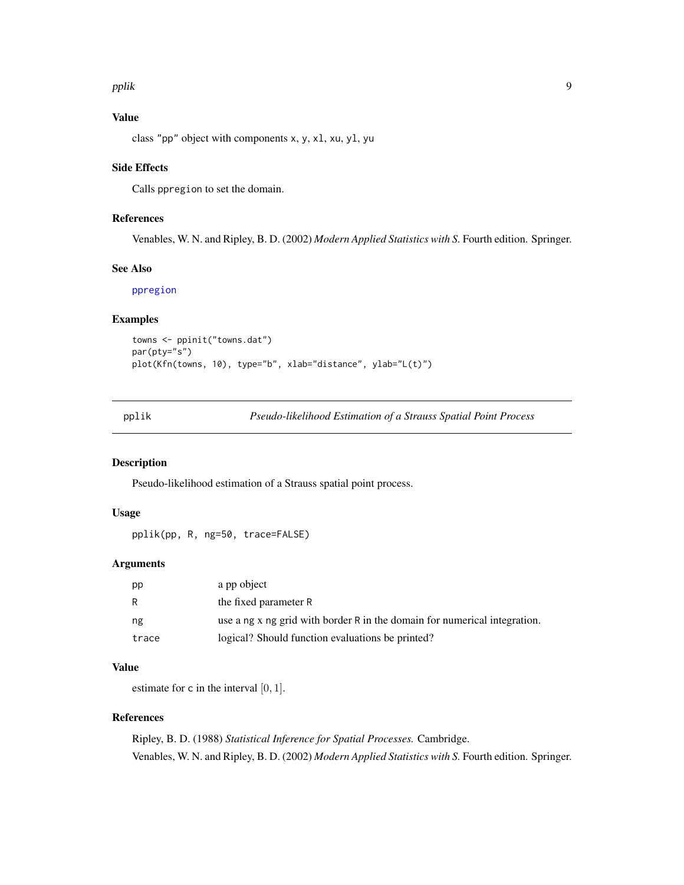### Value

class "pp" object with components `x`, `y`, `xl`, `xu`, `yl`, `yu`

### Side Effects

Calls `ppregion` to set the domain.

### References

Venables, W. N. and Ripley, B. D. (2002) *Modern Applied Statistics with S.* Fourth edition. Springer.

### See Also

`ppregion`

### Examples

```
towns <- ppinit("towns.dat")
par(pty="s")
plot(Kfn(towns, 10), type="b", xlab="distance", ylab="L(t)")
```

---

## pplik — *Pseudo-likelihood Estimation of a Strauss Spatial Point Process*

---

### Description

Pseudo-likelihood estimation of a Strauss spatial point process.

### Usage

```
pplik(pp, R, ng=50, trace=FALSE)
```

### Arguments

| | |
|---|---|
| `pp` | a pp object |
| `R` | the fixed parameter `R` |
| `ng` | use a `ng` x `ng` grid with border `R` in the domain for numerical integration. |
| `trace` | logical? Should function evaluations be printed? |

### Value

estimate for `c` in the interval $[0, 1]$.

### References

Ripley, B. D. (1988) *Statistical Inference for Spatial Processes.* Cambridge.

Venables, W. N. and Ripley, B. D. (2002) *Modern Applied Statistics with S.* Fourth edition. Springer.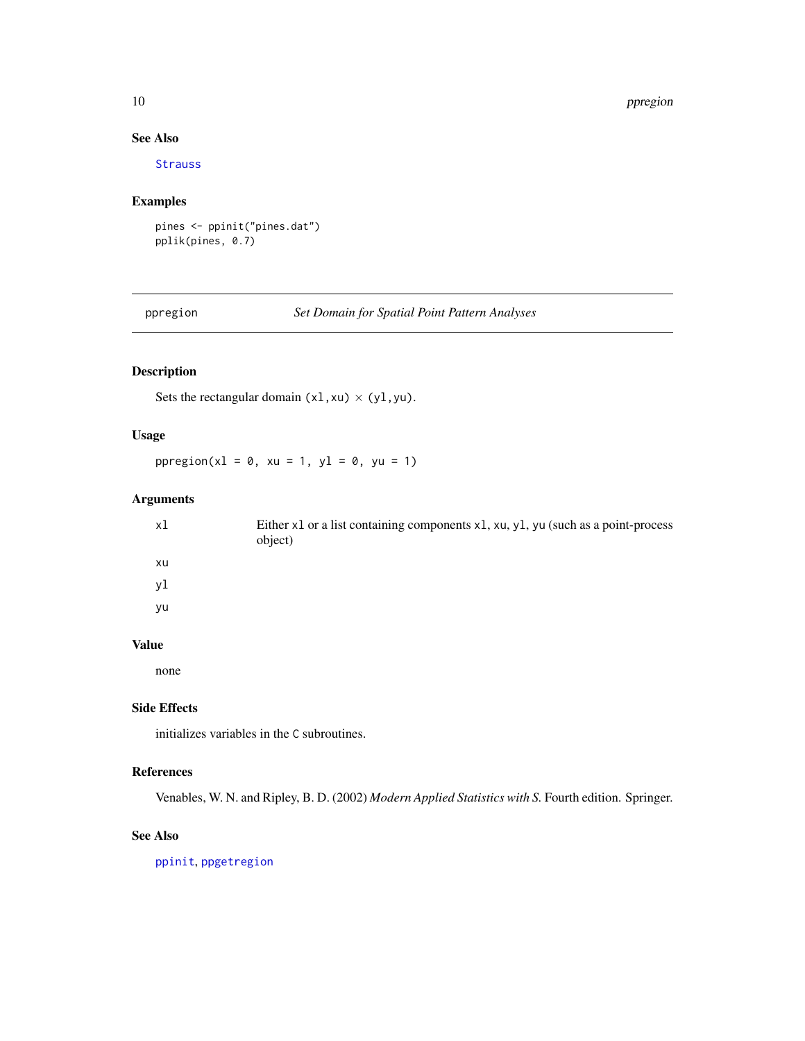### See Also

Strauss

### Examples

```
pines <- ppinit("pines.dat")
pplik(pines, 0.7)
```

---

## ppregion — *Set Domain for Spatial Point Pattern Analyses*

---

### Description

Sets the rectangular domain (xl,xu) × (yl,yu).

### Usage

```
ppregion(xl = 0, xu = 1, yl = 0, yu = 1)
```

### Arguments

| | |
|---|---|
| xl | Either xl or a list containing components xl, xu, yl, yu (such as a point-process object) |
| xu | |
| yl | |
| yu | |

### Value

none

### Side Effects

initializes variables in the C subroutines.

### References

Venables, W. N. and Ripley, B. D. (2002) *Modern Applied Statistics with S.* Fourth edition. Springer.

### See Also

ppinit, ppgetregion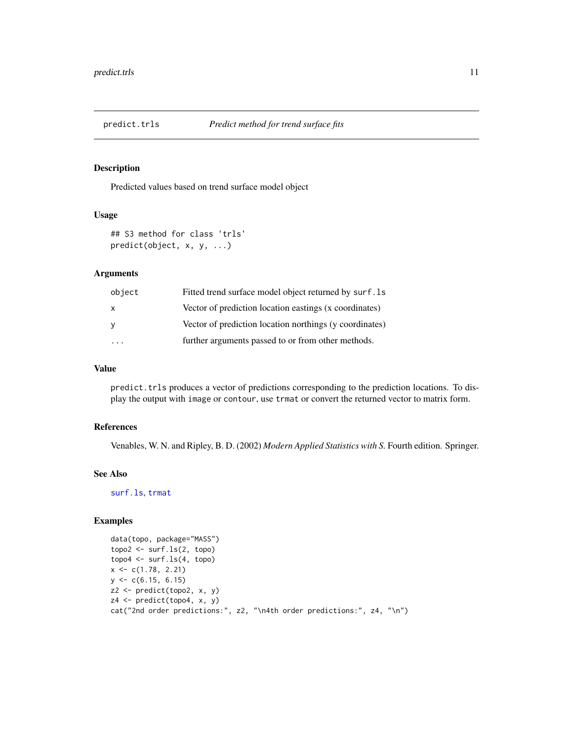# predict.trls — *Predict method for trend surface fits*

## Description

Predicted values based on trend surface model object

## Usage

```
## S3 method for class 'trls'
predict(object, x, y, ...)
```

## Arguments

| | |
|---|---|
| `object` | Fitted trend surface model object returned by `surf.ls` |
| `x` | Vector of prediction location eastings (x coordinates) |
| `y` | Vector of prediction location northings (y coordinates) |
| `...` | further arguments passed to or from other methods. |

## Value

`predict.trls` produces a vector of predictions corresponding to the prediction locations. To display the output with `image` or `contour`, use `trmat` or convert the returned vector to matrix form.

## References

Venables, W. N. and Ripley, B. D. (2002) *Modern Applied Statistics with S.* Fourth edition. Springer.

## See Also

`surf.ls`, `trmat`

## Examples

```
data(topo, package="MASS")
topo2 <- surf.ls(2, topo)
topo4 <- surf.ls(4, topo)
x <- c(1.78, 2.21)
y <- c(6.15, 6.15)
z2 <- predict(topo2, x, y)
z4 <- predict(topo4, x, y)
cat("2nd order predictions:", z2, "\n4th order predictions:", z4, "\n")
```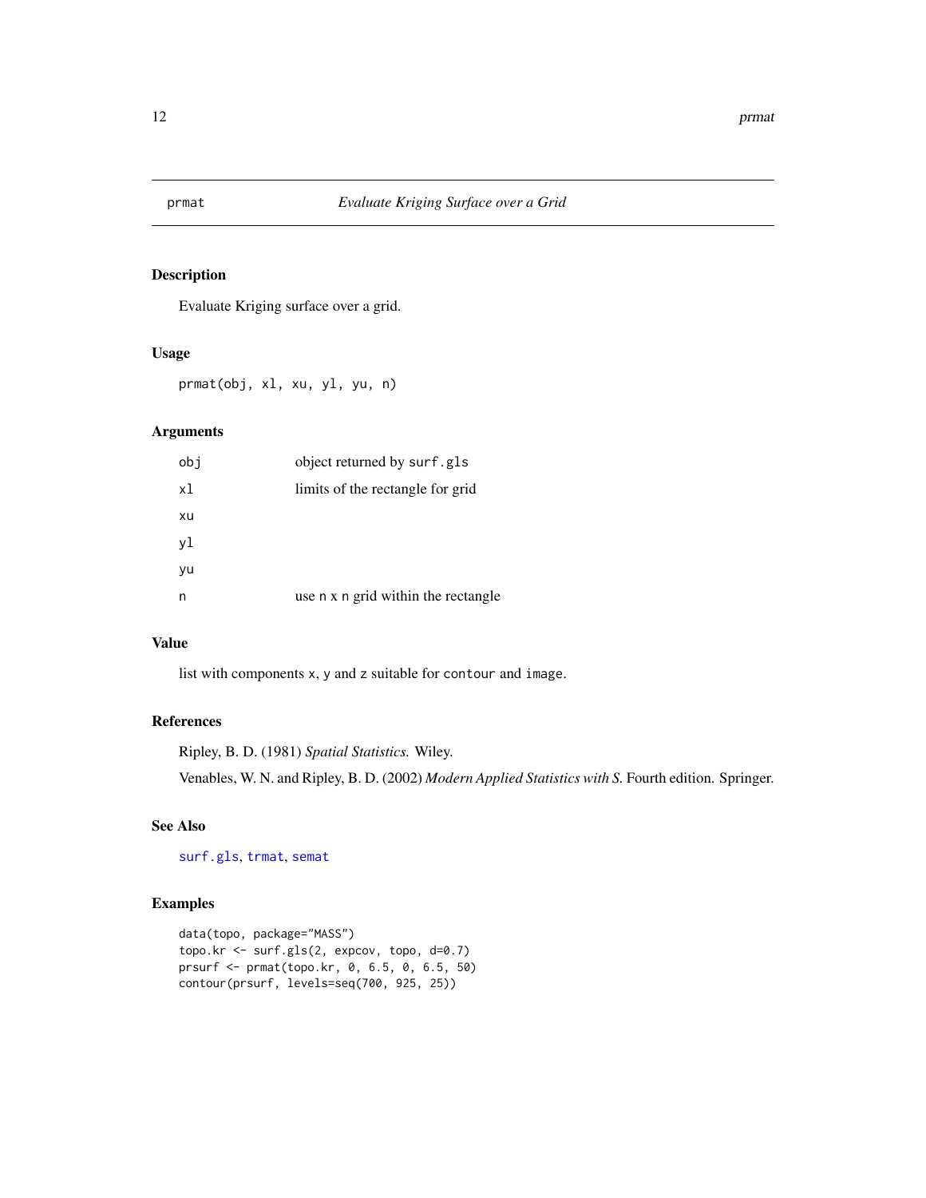# prmat — *Evaluate Kriging Surface over a Grid*

## Description

Evaluate Kriging surface over a grid.

## Usage

```
prmat(obj, xl, xu, yl, yu, n)
```

## Arguments

| | |
|---|---|
| `obj` | object returned by `surf.gls` |
| `xl` | limits of the rectangle for grid |
| `xu` | |
| `yl` | |
| `yu` | |
| `n` | use `n` x `n` grid within the rectangle |

## Value

list with components `x`, `y` and `z` suitable for `contour` and `image`.

## References

Ripley, B. D. (1981) *Spatial Statistics.* Wiley.

Venables, W. N. and Ripley, B. D. (2002) *Modern Applied Statistics with S.* Fourth edition. Springer.

## See Also

`surf.gls`, `trmat`, `semat`

## Examples

```
data(topo, package="MASS")
topo.kr <- surf.gls(2, expcov, topo, d=0.7)
prsurf <- prmat(topo.kr, 0, 6.5, 0, 6.5, 50)
contour(prsurf, levels=seq(700, 925, 25))
```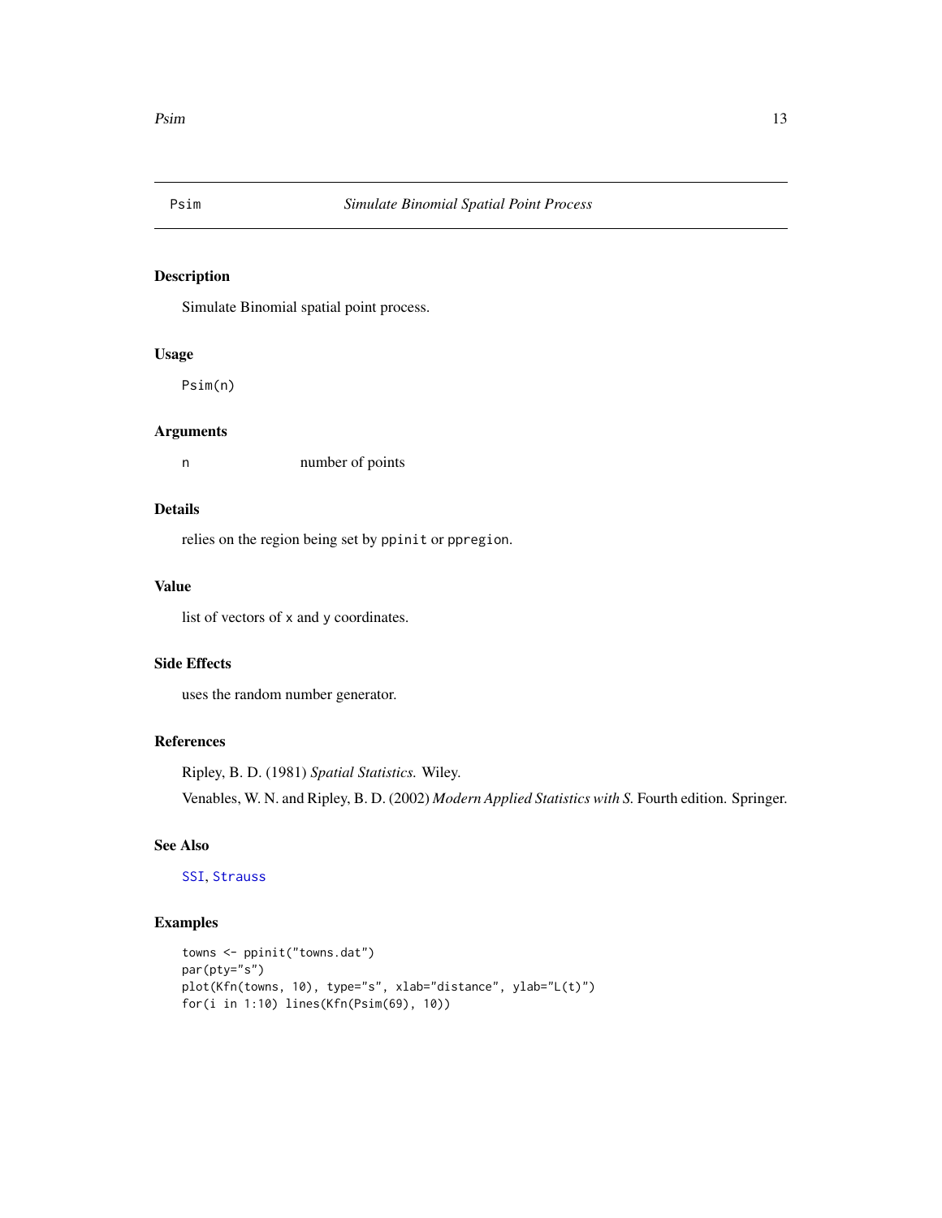## Psim — *Simulate Binomial Spatial Point Process*

### Description

Simulate Binomial spatial point process.

### Usage

```
Psim(n)
```

### Arguments

| | |
|---|---|
| `n` | number of points |

### Details

relies on the region being set by `ppinit` or `ppregion`.

### Value

list of vectors of `x` and `y` coordinates.

### Side Effects

uses the random number generator.

### References

Ripley, B. D. (1981) *Spatial Statistics.* Wiley.

Venables, W. N. and Ripley, B. D. (2002) *Modern Applied Statistics with S.* Fourth edition. Springer.

### See Also

`SSI`, `Strauss`

### Examples

```
towns <- ppinit("towns.dat")
par(pty="s")
plot(Kfn(towns, 10), type="s", xlab="distance", ylab="L(t)")
for(i in 1:10) lines(Kfn(Psim(69), 10))
```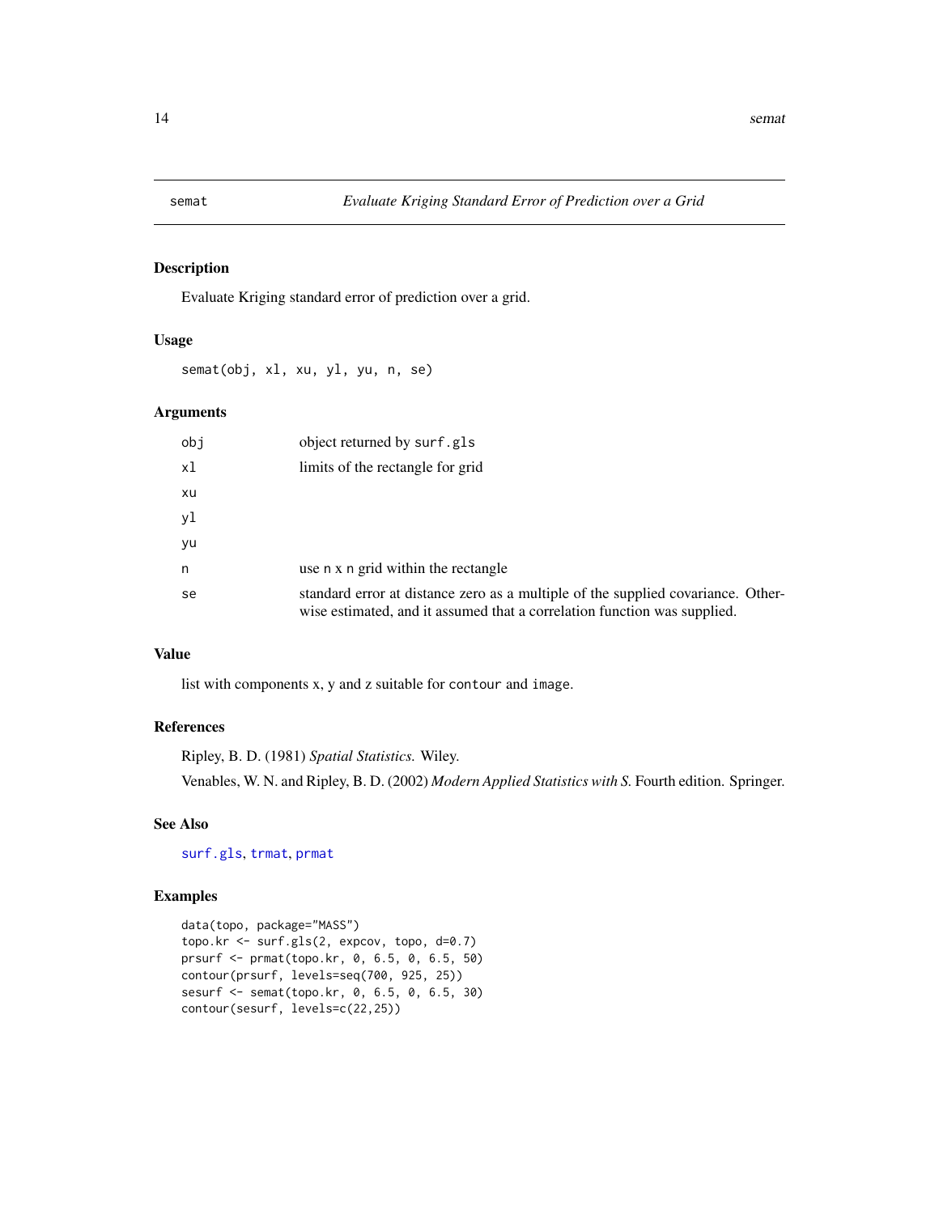# semat — *Evaluate Kriging Standard Error of Prediction over a Grid*

## Description

Evaluate Kriging standard error of prediction over a grid.

## Usage

```
semat(obj, xl, xu, yl, yu, n, se)
```

## Arguments

| | |
|---|---|
| obj | object returned by surf.gls |
| xl | limits of the rectangle for grid |
| xu | |
| yl | |
| yu | |
| n | use n x n grid within the rectangle |
| se | standard error at distance zero as a multiple of the supplied covariance. Otherwise estimated, and it assumed that a correlation function was supplied. |

## Value

list with components x, y and z suitable for contour and image.

## References

Ripley, B. D. (1981) *Spatial Statistics.* Wiley.

Venables, W. N. and Ripley, B. D. (2002) *Modern Applied Statistics with S.* Fourth edition. Springer.

## See Also

surf.gls, trmat, prmat

## Examples

```
data(topo, package="MASS")
topo.kr <- surf.gls(2, expcov, topo, d=0.7)
prsurf <- prmat(topo.kr, 0, 6.5, 0, 6.5, 50)
contour(prsurf, levels=seq(700, 925, 25))
sesurf <- semat(topo.kr, 0, 6.5, 0, 6.5, 30)
contour(sesurf, levels=c(22,25))
```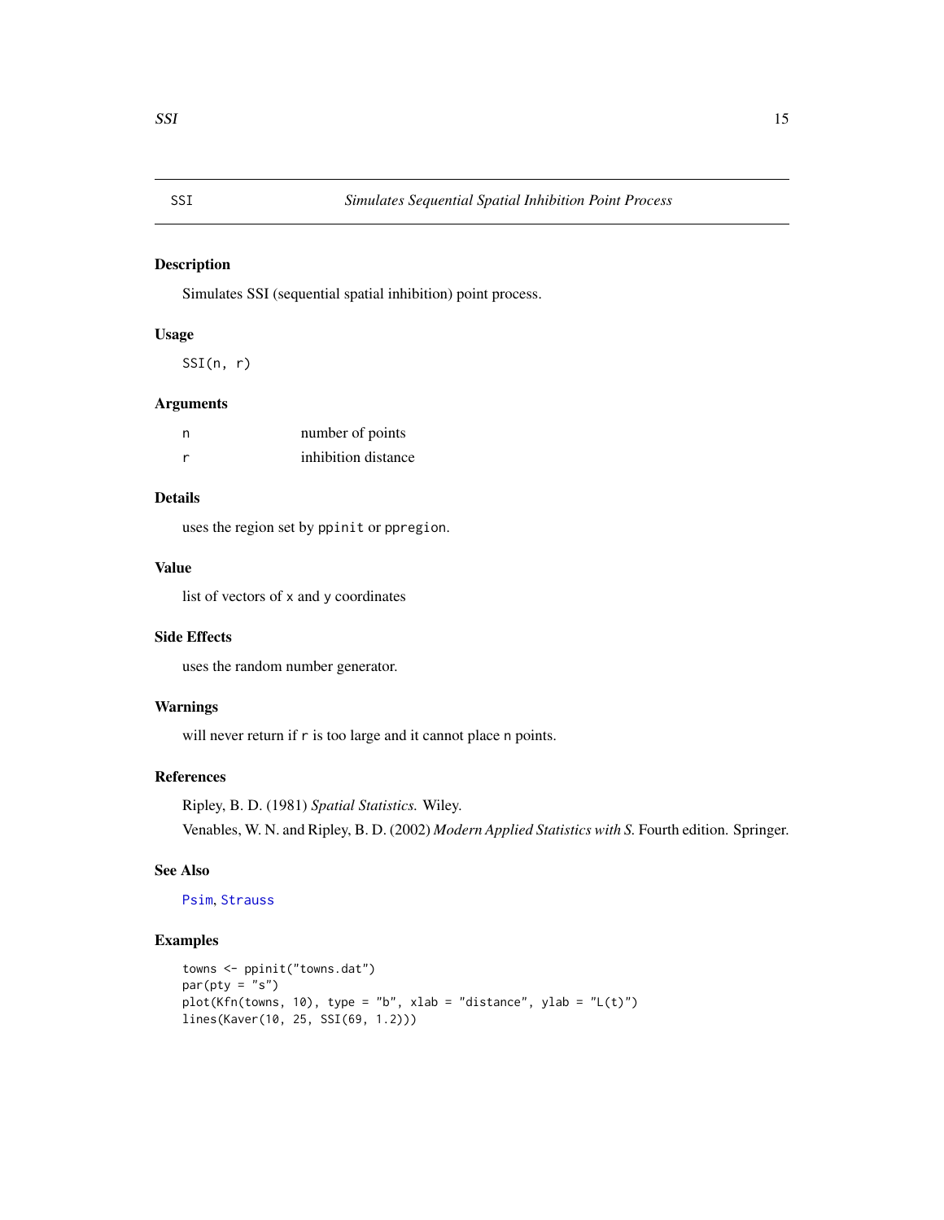## SSI — *Simulates Sequential Spatial Inhibition Point Process*

### Description

Simulates SSI (sequential spatial inhibition) point process.

### Usage

```
SSI(n, r)
```

### Arguments

| | |
|---|---|
| `n` | number of points |
| `r` | inhibition distance |

### Details

uses the region set by `ppinit` or `ppregion`.

### Value

list of vectors of `x` and `y` coordinates

### Side Effects

uses the random number generator.

### Warnings

will never return if `r` is too large and it cannot place `n` points.

### References

Ripley, B. D. (1981) *Spatial Statistics.* Wiley.

Venables, W. N. and Ripley, B. D. (2002) *Modern Applied Statistics with S.* Fourth edition. Springer.

### See Also

`Psim`, `Strauss`

### Examples

```
towns <- ppinit("towns.dat")
par(pty = "s")
plot(Kfn(towns, 10), type = "b", xlab = "distance", ylab = "L(t)")
lines(Kaver(10, 25, SSI(69, 1.2)))
```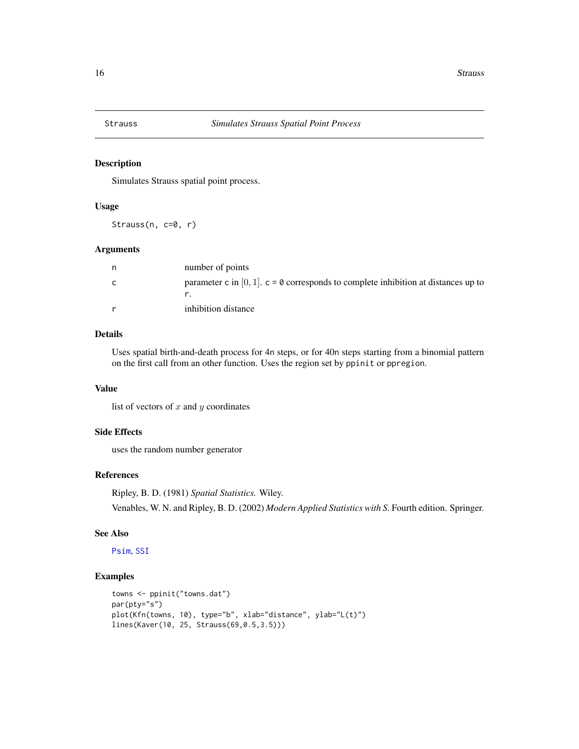# Strauss — *Simulates Strauss Spatial Point Process*

## Description

Simulates Strauss spatial point process.

## Usage

```
Strauss(n, c=0, r)
```

## Arguments

| | |
|---|---|
| `n` | number of points |
| `c` | parameter `c` in $[0, 1]$. `c = 0` corresponds to complete inhibition at distances up to `r`. |
| `r` | inhibition distance |

## Details

Uses spatial birth-and-death process for 4n steps, or for 40n steps starting from a binomial pattern on the first call from an other function. Uses the region set by `ppinit` or `ppregion`.

## Value

list of vectors of $x$ and $y$ coordinates

## Side Effects

uses the random number generator

## References

Ripley, B. D. (1981) *Spatial Statistics.* Wiley.

Venables, W. N. and Ripley, B. D. (2002) *Modern Applied Statistics with S.* Fourth edition. Springer.

## See Also

`Psim`, `SSI`

## Examples

```
towns <- ppinit("towns.dat")
par(pty="s")
plot(Kfn(towns, 10), type="b", xlab="distance", ylab="L(t)")
lines(Kaver(10, 25, Strauss(69,0.5,3.5)))
```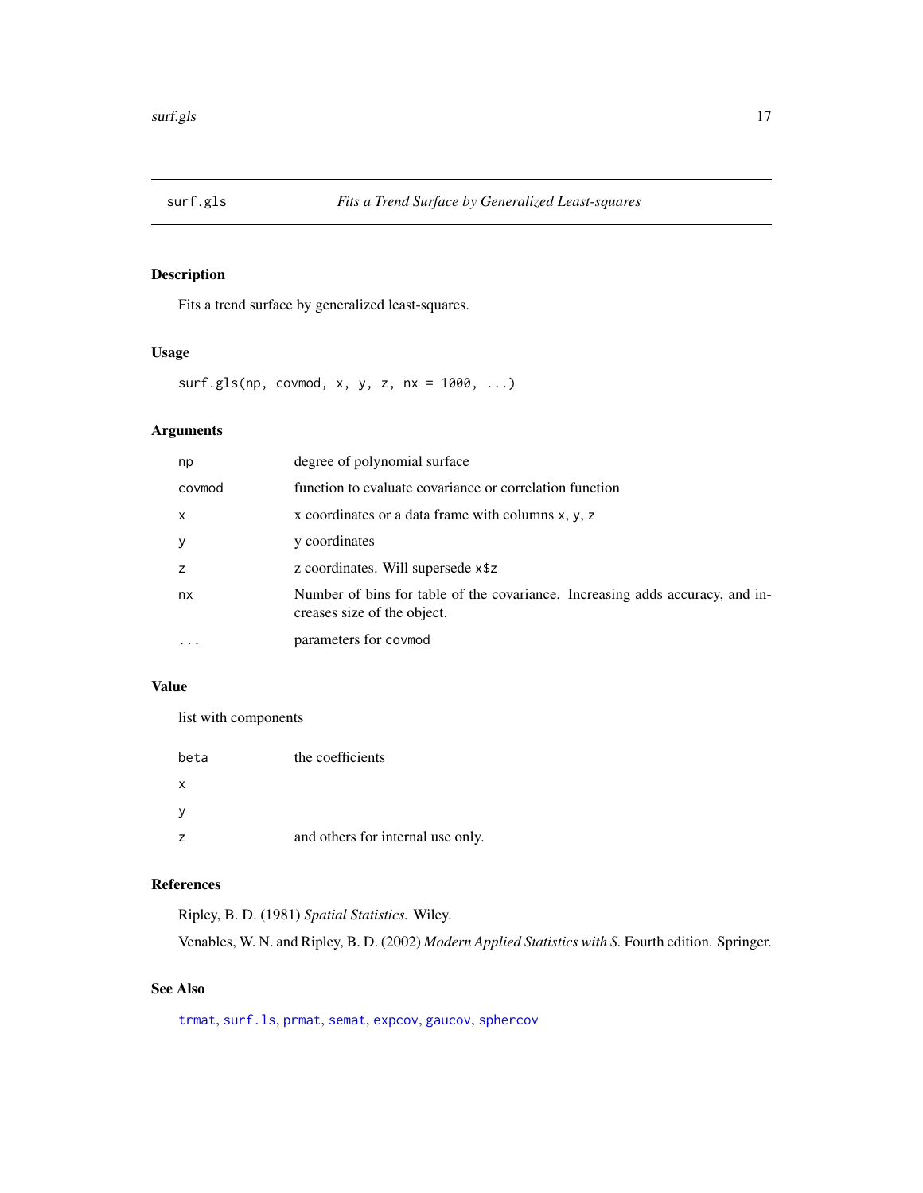## surf.gls *Fits a Trend Surface by Generalized Least-squares*

### Description

Fits a trend surface by generalized least-squares.

### Usage

```
surf.gls(np, covmod, x, y, z, nx = 1000, ...)
```

### Arguments

| | |
|---|---|
| `np` | degree of polynomial surface |
| `covmod` | function to evaluate covariance or correlation function |
| `x` | x coordinates or a data frame with columns `x`, `y`, `z` |
| `y` | y coordinates |
| `z` | z coordinates. Will supersede `x$z` |
| `nx` | Number of bins for table of the covariance. Increasing adds accuracy, and increases size of the object. |
| `...` | parameters for `covmod` |

### Value

list with components

| | |
|---|---|
| `beta` | the coefficients |
| `x` | |
| `y` | |
| `z` | and others for internal use only. |

### References

Ripley, B. D. (1981) *Spatial Statistics.* Wiley.

Venables, W. N. and Ripley, B. D. (2002) *Modern Applied Statistics with S.* Fourth edition. Springer.

### See Also

`trmat`, `surf.ls`, `prmat`, `semat`, `expcov`, `gaucov`, `sphercov`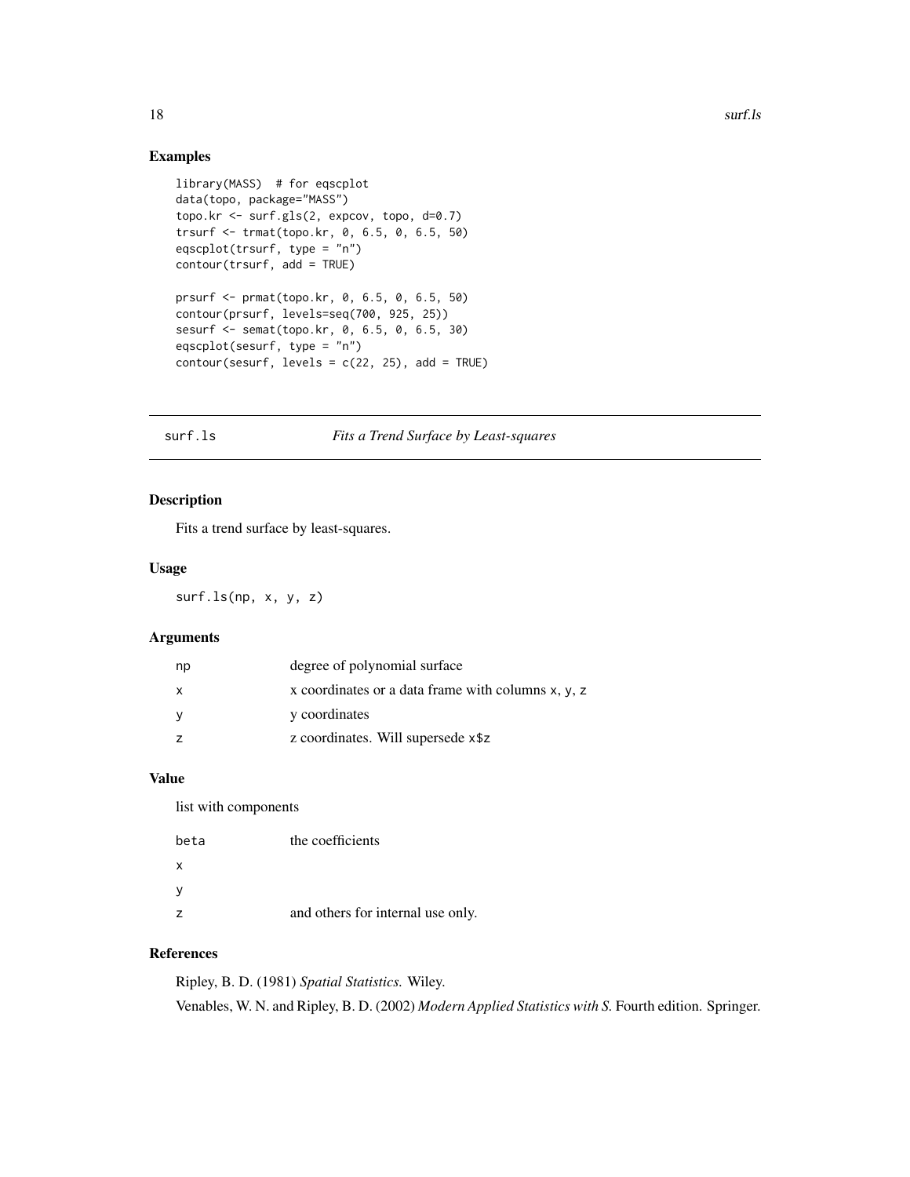### Examples

```
library(MASS)  # for eqscplot
data(topo, package="MASS")
topo.kr <- surf.gls(2, expcov, topo, d=0.7)
trsurf <- trmat(topo.kr, 0, 6.5, 0, 6.5, 50)
eqscplot(trsurf, type = "n")
contour(trsurf, add = TRUE)

prsurf <- prmat(topo.kr, 0, 6.5, 0, 6.5, 50)
contour(prsurf, levels=seq(700, 925, 25))
sesurf <- semat(topo.kr, 0, 6.5, 0, 6.5, 30)
eqscplot(sesurf, type = "n")
contour(sesurf, levels = c(22, 25), add = TRUE)
```

---

## surf.ls — *Fits a Trend Surface by Least-squares*

---

### Description

Fits a trend surface by least-squares.

### Usage

```
surf.ls(np, x, y, z)
```

### Arguments

| | |
|---|---|
| np | degree of polynomial surface |
| x | x coordinates or a data frame with columns x, y, z |
| y | y coordinates |
| z | z coordinates. Will supersede x$z |

### Value

list with components

| | |
|---|---|
| beta | the coefficients |
| x | |
| y | |
| z | and others for internal use only. |

### References

Ripley, B. D. (1981) *Spatial Statistics.* Wiley.

Venables, W. N. and Ripley, B. D. (2002) *Modern Applied Statistics with S.* Fourth edition. Springer.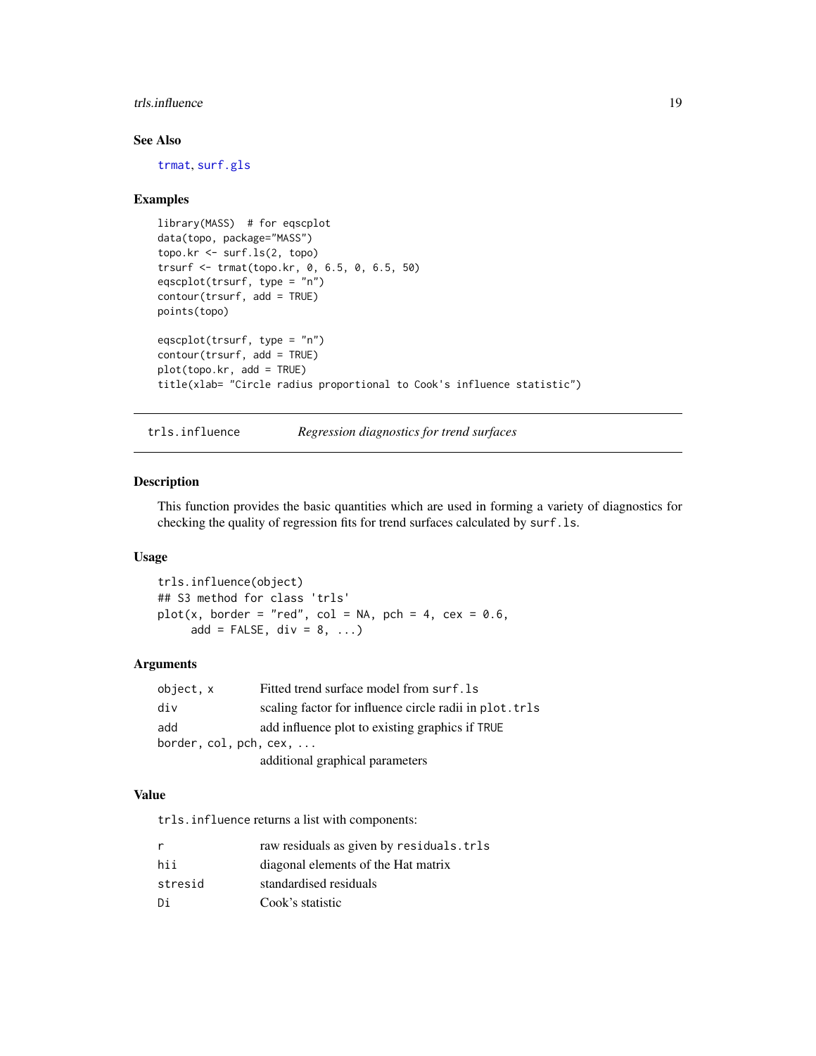## See Also

trmat, surf.gls

## Examples

```
library(MASS)  # for eqscplot
data(topo, package="MASS")
topo.kr <- surf.ls(2, topo)
trsurf <- trmat(topo.kr, 0, 6.5, 0, 6.5, 50)
eqscplot(trsurf, type = "n")
contour(trsurf, add = TRUE)
points(topo)

eqscplot(trsurf, type = "n")
contour(trsurf, add = TRUE)
plot(topo.kr, add = TRUE)
title(xlab= "Circle radius proportional to Cook's influence statistic")
```

---

# trls.influence — *Regression diagnostics for trend surfaces*

## Description

This function provides the basic quantities which are used in forming a variety of diagnostics for checking the quality of regression fits for trend surfaces calculated by `surf.ls`.

## Usage

```
trls.influence(object)
## S3 method for class 'trls'
plot(x, border = "red", col = NA, pch = 4, cex = 0.6,
     add = FALSE, div = 8, ...)
```

## Arguments

| | |
|---|---|
| `object, x` | Fitted trend surface model from `surf.ls` |
| `div` | scaling factor for influence circle radii in `plot.trls` |
| `add` | add influence plot to existing graphics if `TRUE` |
| `border, col, pch, cex, ...` | additional graphical parameters |

## Value

`trls.influence` returns a list with components:

| | |
|---|---|
| `r` | raw residuals as given by `residuals.trls` |
| `hii` | diagonal elements of the Hat matrix |
| `stresid` | standardised residuals |
| `Di` | Cook's statistic |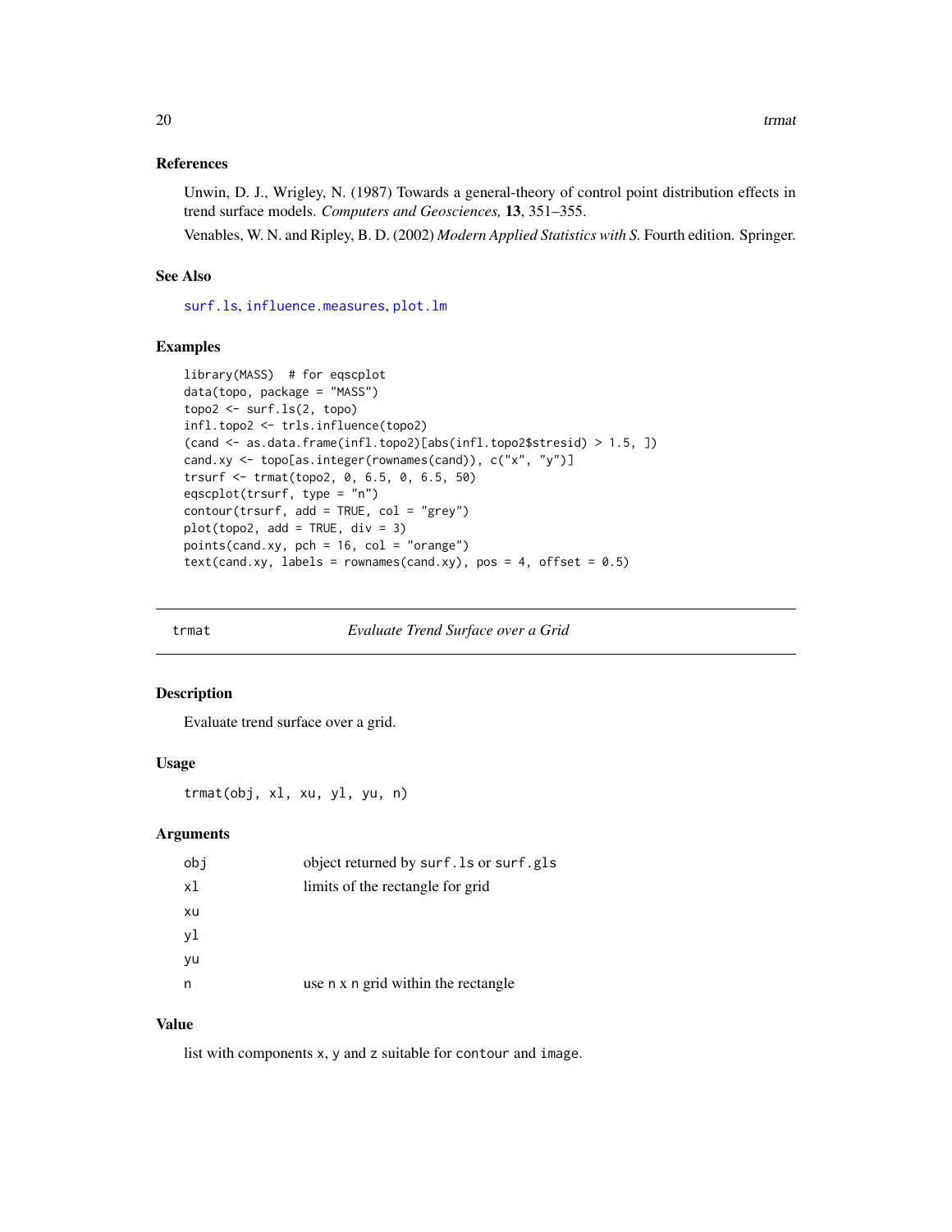### References

Unwin, D. J., Wrigley, N. (1987) Towards a general-theory of control point distribution effects in trend surface models. *Computers and Geosciences,* **13**, 351–355.

Venables, W. N. and Ripley, B. D. (2002) *Modern Applied Statistics with S.* Fourth edition. Springer.

### See Also

surf.ls, influence.measures, plot.lm

### Examples

```
library(MASS)  # for eqscplot
data(topo, package = "MASS")
topo2 <- surf.ls(2, topo)
infl.topo2 <- trls.influence(topo2)
(cand <- as.data.frame(infl.topo2)[abs(infl.topo2$stresid) > 1.5, ])
cand.xy <- topo[as.integer(rownames(cand)), c("x", "y")]
trsurf <- trmat(topo2, 0, 6.5, 0, 6.5, 50)
eqscplot(trsurf, type = "n")
contour(trsurf, add = TRUE, col = "grey")
plot(topo2, add = TRUE, div = 3)
points(cand.xy, pch = 16, col = "orange")
text(cand.xy, labels = rownames(cand.xy), pos = 4, offset = 0.5)
```

---

## trmat — *Evaluate Trend Surface over a Grid*

### Description

Evaluate trend surface over a grid.

### Usage

```
trmat(obj, xl, xu, yl, yu, n)
```

### Arguments

| | |
|---|---|
| obj | object returned by surf.ls or surf.gls |
| xl | limits of the rectangle for grid |
| xu | |
| yl | |
| yu | |
| n | use n x n grid within the rectangle |

### Value

list with components x, y and z suitable for contour and image.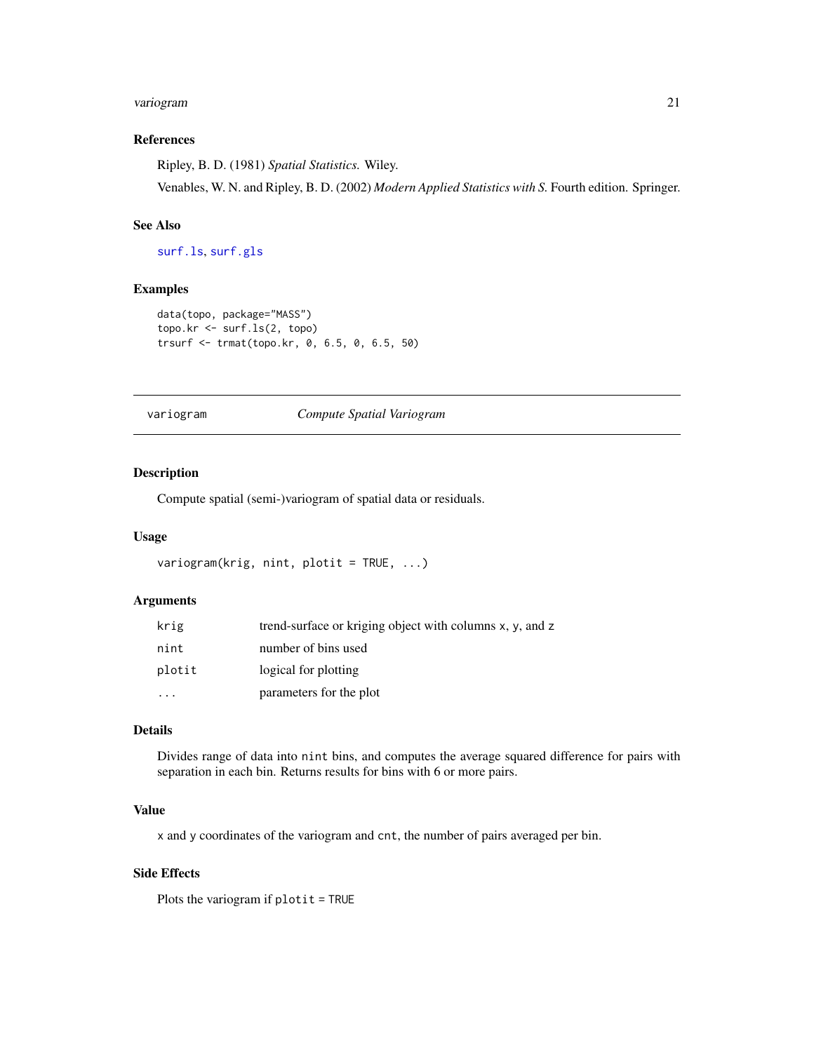### References

Ripley, B. D. (1981) *Spatial Statistics.* Wiley.

Venables, W. N. and Ripley, B. D. (2002) *Modern Applied Statistics with S.* Fourth edition. Springer.

### See Also

`surf.ls`, `surf.gls`

### Examples

```
data(topo, package="MASS")
topo.kr <- surf.ls(2, topo)
trsurf <- trmat(topo.kr, 0, 6.5, 0, 6.5, 50)
```

---

## variogram — *Compute Spatial Variogram*

---

### Description

Compute spatial (semi-)variogram of spatial data or residuals.

### Usage

```
variogram(krig, nint, plotit = TRUE, ...)
```

### Arguments

| | |
|---|---|
| `krig` | trend-surface or kriging object with columns `x`, `y`, and `z` |
| `nint` | number of bins used |
| `plotit` | logical for plotting |
| `...` | parameters for the plot |

### Details

Divides range of data into `nint` bins, and computes the average squared difference for pairs with separation in each bin. Returns results for bins with 6 or more pairs.

### Value

`x` and `y` coordinates of the variogram and `cnt`, the number of pairs averaged per bin.

### Side Effects

Plots the variogram if `plotit = TRUE`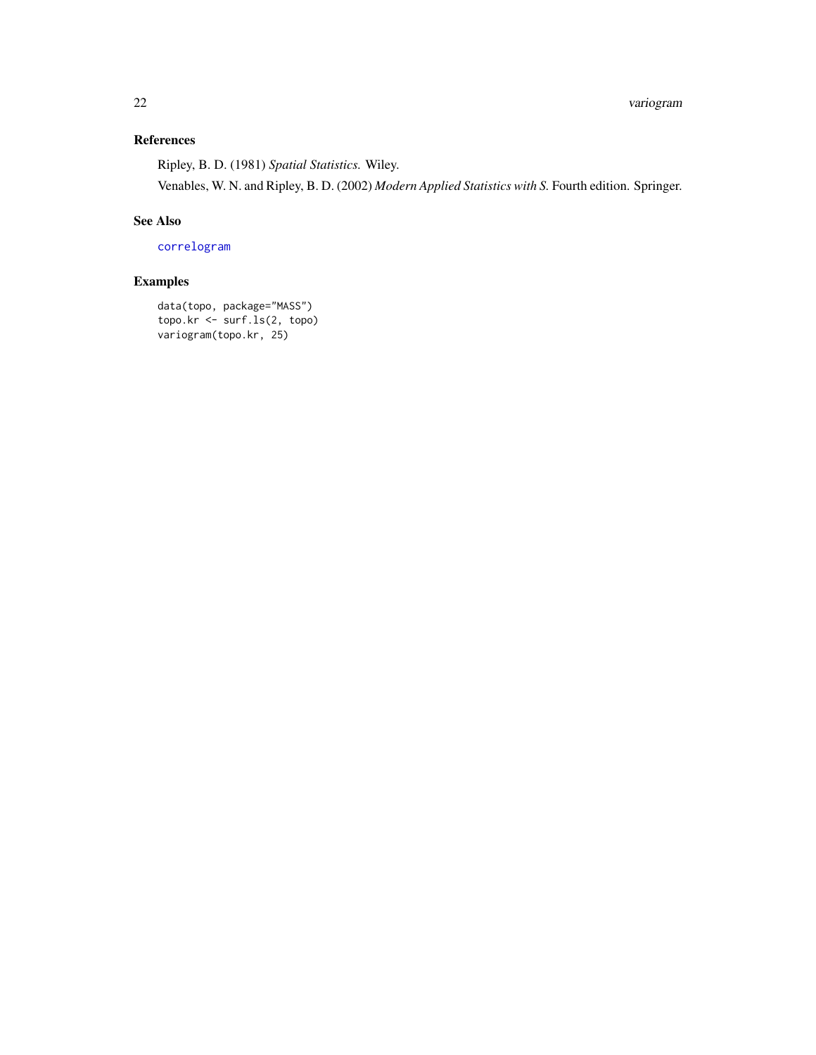## References

Ripley, B. D. (1981) *Spatial Statistics.* Wiley.

Venables, W. N. and Ripley, B. D. (2002) *Modern Applied Statistics with S.* Fourth edition. Springer.

## See Also

correlogram

## Examples

```
data(topo, package="MASS")
topo.kr <- surf.ls(2, topo)
variogram(topo.kr, 25)
```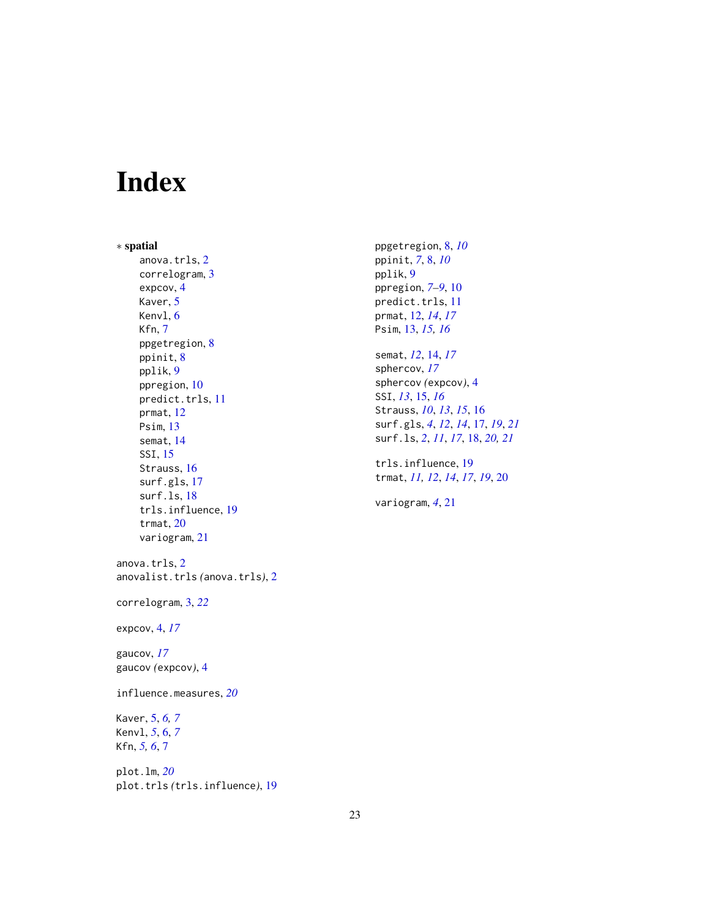# Index

∗ **spatial**

- anova.trls, 2
- correlogram, 3
- expcov, 4
- Kaver, 5
- Kenvl, 6
- Kfn, 7
- ppgetregion, 8
- ppinit, 8
- pplik, 9
- ppregion, 10
- predict.trls, 11
- prmat, 12
- Psim, 13
- semat, 14
- SSI, 15
- Strauss, 16
- surf.gls, 17
- surf.ls, 18
- trls.influence, 19
- trmat, 20
- variogram, 21

anova.trls, 2
anovalist.trls *(*anova.trls*)*, 2

correlogram, 3, *22*

expcov, 4, *17*

gaucov, *17*
gaucov *(*expcov*)*, 4

influence.measures, *20*

Kaver, 5, *6, 7*
Kenvl, *5*, 6, *7*
Kfn, *5, 6*, 7

plot.lm, *20*
plot.trls *(*trls.influence*)*, 19

ppgetregion, 8, *10*
ppinit, *7*, 8, *10*
pplik, 9
ppregion, *7–9*, 10
predict.trls, 11
prmat, 12, *14*, *17*
Psim, 13, *15, 16*

semat, *12*, 14, *17*
sphercov, *17*
sphercov *(*expcov*)*, 4
SSI, *13*, 15, *16*
Strauss, *10*, *13*, *15*, 16
surf.gls, *4*, *12*, *14*, 17, *19*, *21*
surf.ls, *2*, *11*, *17*, 18, *20, 21*

trls.influence, 19
trmat, *11, 12*, *14*, *17*, *19*, 20

variogram, *4*, 21